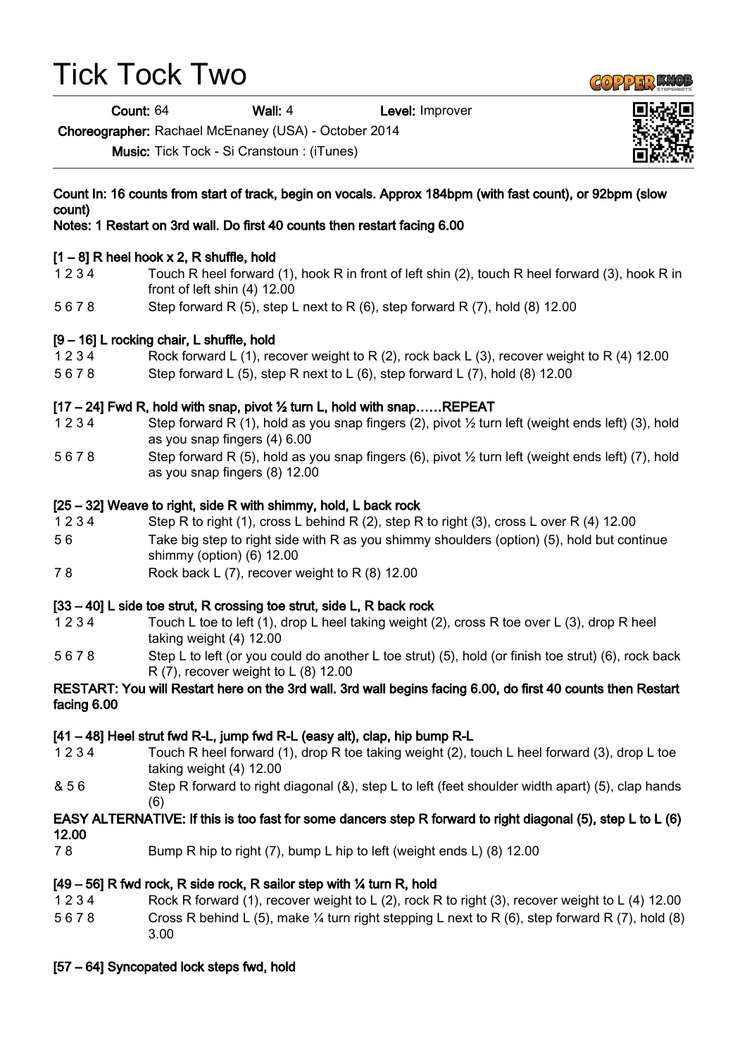# Tick Tock Two

**Count:** 64 **Wall:** 4 **Level:** Improver

**Choreographer:** Rachael McEnaney (USA) - October 2014

**Music:** Tick Tock - Si Cranstoun : (iTunes)

**Count In: 16 counts from start of track, begin on vocals. Approx 184bpm (with fast count), or 92bpm (slow count)**

**Notes: 1 Restart on 3rd wall. Do first 40 counts then restart facing 6.00**

**[1 – 8] R heel hook x 2, R shuffle, hold**

| | |
|---|---|
| 1 2 3 4 | Touch R heel forward (1), hook R in front of left shin (2), touch R heel forward (3), hook R in front of left shin (4) 12.00 |
| 5 6 7 8 | Step forward R (5), step L next to R (6), step forward R (7), hold (8) 12.00 |

**[9 – 16] L rocking chair, L shuffle, hold**

| | |
|---|---|
| 1 2 3 4 | Rock forward L (1), recover weight to R (2), rock back L (3), recover weight to R (4) 12.00 |
| 5 6 7 8 | Step forward L (5), step R next to L (6), step forward L (7), hold (8) 12.00 |

**[17 – 24] Fwd R, hold with snap, pivot ½ turn L, hold with snap……REPEAT**

| | |
|---|---|
| 1 2 3 4 | Step forward R (1), hold as you snap fingers (2), pivot ½ turn left (weight ends left) (3), hold as you snap fingers (4) 6.00 |
| 5 6 7 8 | Step forward R (5), hold as you snap fingers (6), pivot ½ turn left (weight ends left) (7), hold as you snap fingers (8) 12.00 |

**[25 – 32] Weave to right, side R with shimmy, hold, L back rock**

| | |
|---|---|
| 1 2 3 4 | Step R to right (1), cross L behind R (2), step R to right (3), cross L over R (4) 12.00 |
| 5 6 | Take big step to right side with R as you shimmy shoulders (option) (5), hold but continue shimmy (option) (6) 12.00 |
| 7 8 | Rock back L (7), recover weight to R (8) 12.00 |

**[33 – 40] L side toe strut, R crossing toe strut, side L, R back rock**

| | |
|---|---|
| 1 2 3 4 | Touch L toe to left (1), drop L heel taking weight (2), cross R toe over L (3), drop R heel taking weight (4) 12.00 |
| 5 6 7 8 | Step L to left (or you could do another L toe strut) (5), hold (or finish toe strut) (6), rock back R (7), recover weight to L (8) 12.00 |

**RESTART: You will Restart here on the 3rd wall. 3rd wall begins facing 6.00, do first 40 counts then Restart facing 6.00**

**[41 – 48] Heel strut fwd R-L, jump fwd R-L (easy alt), clap, hip bump R-L**

| | |
|---|---|
| 1 2 3 4 | Touch R heel forward (1), drop R toe taking weight (2), touch L heel forward (3), drop L toe taking weight (4) 12.00 |
| & 5 6 | Step R forward to right diagonal (&), step L to left (feet shoulder width apart) (5), clap hands (6) |

**EASY ALTERNATIVE: If this is too fast for some dancers step R forward to right diagonal (5), step L to L (6) 12.00**

| | |
|---|---|
| 7 8 | Bump R hip to right (7), bump L hip to left (weight ends L) (8) 12.00 |

**[49 – 56] R fwd rock, R side rock, R sailor step with ¼ turn R, hold**

| | |
|---|---|
| 1 2 3 4 | Rock R forward (1), recover weight to L (2), rock R to right (3), recover weight to L (4) 12.00 |
| 5 6 7 8 | Cross R behind L (5), make ¼ turn right stepping L next to R (6), step forward R (7), hold (8) 3.00 |

**[57 – 64] Syncopated lock steps fwd, hold**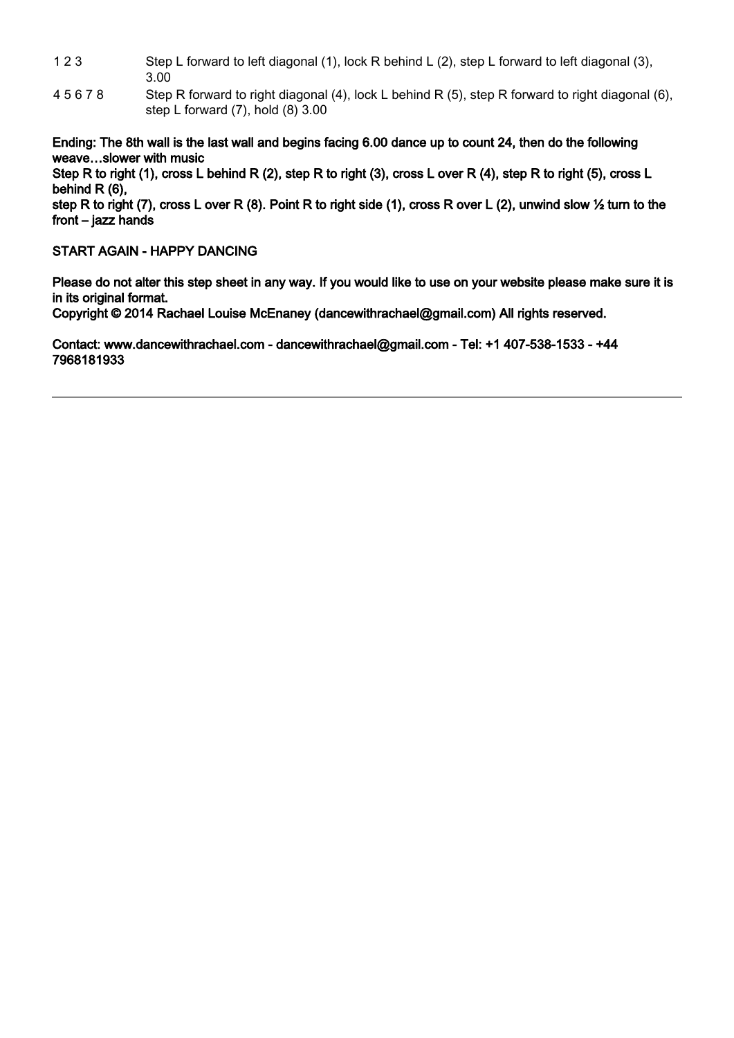| | |
|---|---|
| 1 2 3 | Step L forward to left diagonal (1), lock R behind L (2), step L forward to left diagonal (3), 3.00 |
| 4 5 6 7 8 | Step R forward to right diagonal (4), lock L behind R (5), step R forward to right diagonal (6), step L forward (7), hold (8) 3.00 |

**Ending: The 8th wall is the last wall and begins facing 6.00 dance up to count 24, then do the following weave…slower with music**
**Step R to right (1), cross L behind R (2), step R to right (3), cross L over R (4), step R to right (5), cross L behind R (6),**
**step R to right (7), cross L over R (8). Point R to right side (1), cross R over L (2), unwind slow ½ turn to the front – jazz hands**

**START AGAIN - HAPPY DANCING**

**Please do not alter this step sheet in any way. If you would like to use on your website please make sure it is in its original format.**
**Copyright © 2014 Rachael Louise McEnaney (dancewithrachael@gmail.com) All rights reserved.**

**Contact: www.dancewithrachael.com - dancewithrachael@gmail.com - Tel: +1 407-538-1533 - +44 7968181933**

---